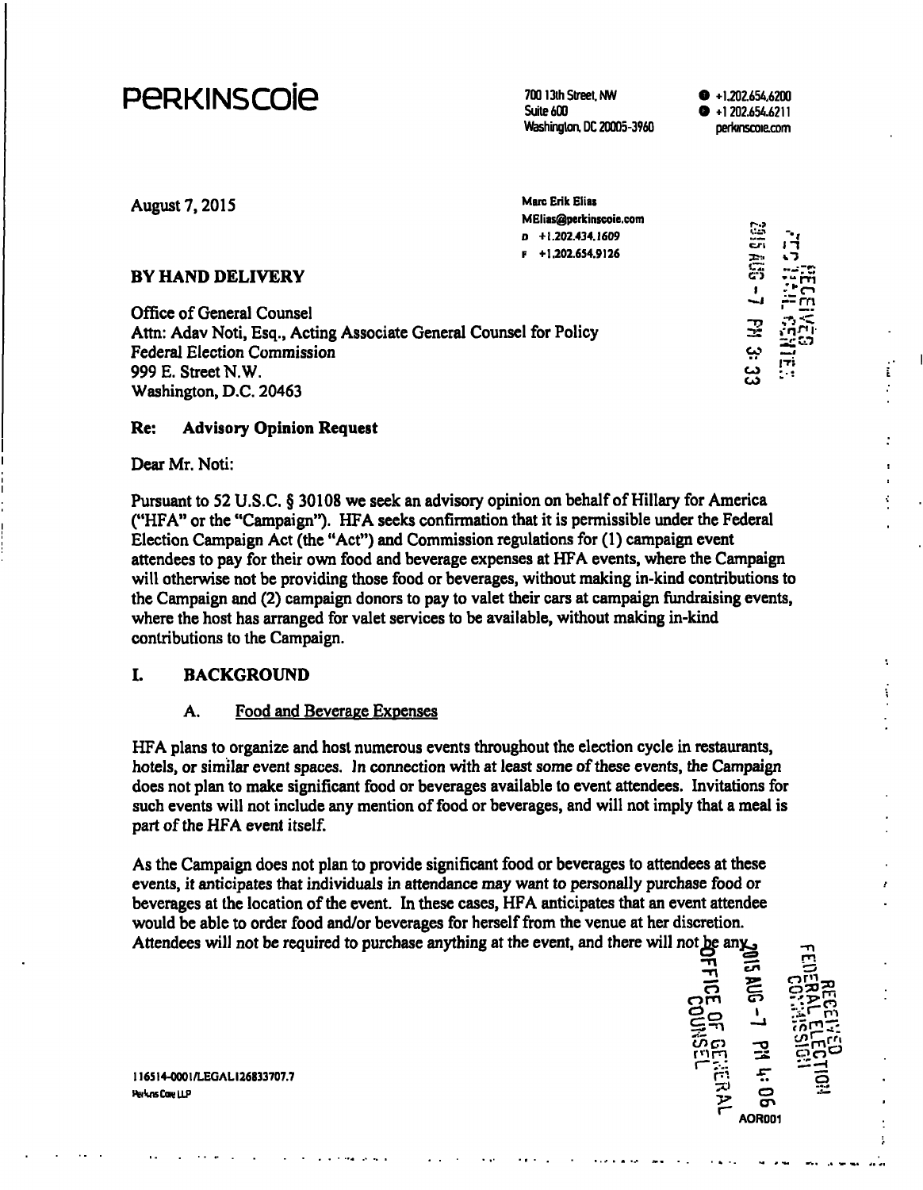# PERKINSCOIE

700 13th Street, NW
Suite 600
Washington, DC 20005-3960

+1.202.654.6200
+1.202.654.6211
perkinscoie.com

August 7, 2015

Marc Erik Elias
MElias@perkinscoie.com
D +1.202.434.1609
F +1.202.654.9126

**BY HAND DELIVERY**

Office of General Counsel
Attn: Adav Noti, Esq., Acting Associate General Counsel for Policy
Federal Election Commission
999 E. Street N.W.
Washington, D.C. 20463

**Re: Advisory Opinion Request**

Dear Mr. Noti:

Pursuant to 52 U.S.C. § 30108 we seek an advisory opinion on behalf of Hillary for America ("HFA" or the "Campaign"). HFA seeks confirmation that it is permissible under the Federal Election Campaign Act (the "Act") and Commission regulations for (1) campaign event attendees to pay for their own food and beverage expenses at HFA events, where the Campaign will otherwise not be providing those food or beverages, without making in-kind contributions to the Campaign and (2) campaign donors to pay to valet their cars at campaign fundraising events, where the host has arranged for valet services to be available, without making in-kind contributions to the Campaign.

## I. BACKGROUND

### A. Food and Beverage Expenses

HFA plans to organize and host numerous events throughout the election cycle in restaurants, hotels, or similar event spaces. In connection with at least some of these events, the Campaign does not plan to make significant food or beverages available to event attendees. Invitations for such events will not include any mention of food or beverages, and will not imply that a meal is part of the HFA event itself.

As the Campaign does not plan to provide significant food or beverages to attendees at these events, it anticipates that individuals in attendance may want to personally purchase food or beverages at the location of the event. In these cases, HFA anticipates that an event attendee would be able to order food and/or beverages for herself from the venue at her discretion. Attendees will not be required to purchase anything at the event, and there will not be any

116514-0001/LEGAL126833707.7
Perkins Coie LLP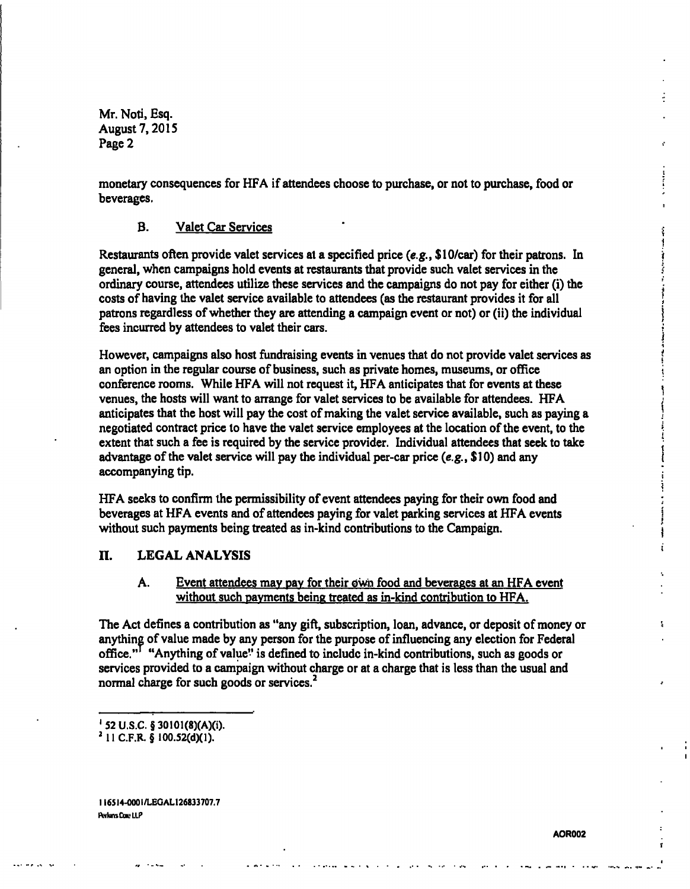monetary consequences for HFA if attendees choose to purchase, or not to purchase, food or beverages.

### B. Valet Car Services

Restaurants often provide valet services at a specified price (*e.g.*, $10/car) for their patrons. In general, when campaigns hold events at restaurants that provide such valet services in the ordinary course, attendees utilize these services and the campaigns do not pay for either (i) the costs of having the valet service available to attendees (as the restaurant provides it for all patrons regardless of whether they are attending a campaign event or not) or (ii) the individual fees incurred by attendees to valet their cars.

However, campaigns also host fundraising events in venues that do not provide valet services as an option in the regular course of business, such as private homes, museums, or office conference rooms. While HFA will not request it, HFA anticipates that for events at these venues, the hosts will want to arrange for valet services to be available for attendees. HFA anticipates that the host will pay the cost of making the valet service available, such as paying a negotiated contract price to have the valet service employees at the location of the event, to the extent that such a fee is required by the service provider. Individual attendees that seek to take advantage of the valet service will pay the individual per-car price (*e.g.*, $10) and any accompanying tip.

HFA seeks to confirm the permissibility of event attendees paying for their own food and beverages at HFA events and of attendees paying for valet parking services at HFA events without such payments being treated as in-kind contributions to the Campaign.

## II. LEGAL ANALYSIS

### A. Event attendees may pay for their own food and beverages at an HFA event without such payments being treated as in-kind contribution to HFA.

The Act defines a contribution as "any gift, subscription, loan, advance, or deposit of money or anything of value made by any person for the purpose of influencing any election for Federal office."[1] "Anything of value" is defined to include in-kind contributions, such as goods or services provided to a campaign without charge or at a charge that is less than the usual and normal charge for such goods or services.[2]

---

[1] 52 U.S.C. § 30101(8)(A)(i).

[2] 11 C.F.R. § 100.52(d)(1).

116514-0001/LEGAL126833707.7
Perkins Coie LLP

AOR002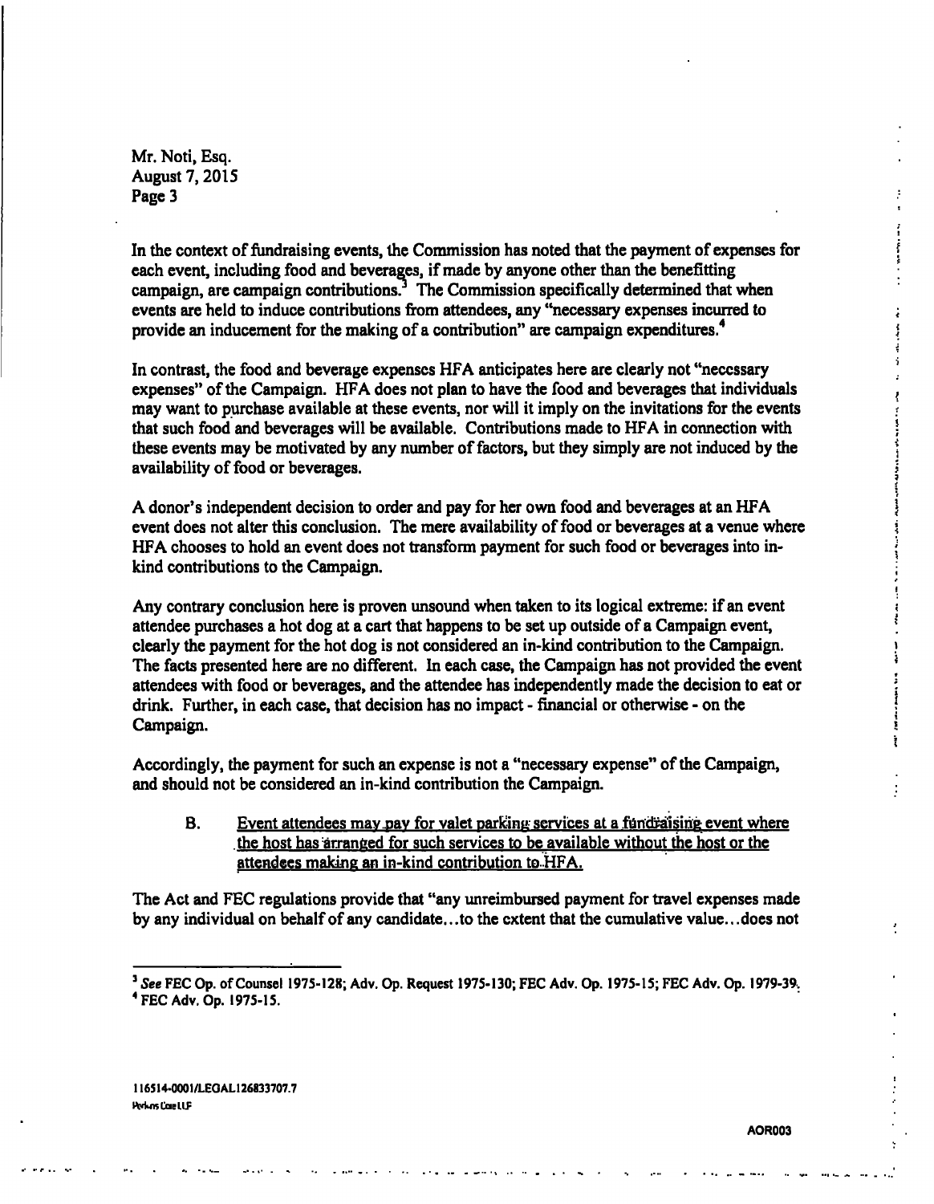In the context of fundraising events, the Commission has noted that the payment of expenses for each event, including food and beverages, if made by anyone other than the benefitting campaign, are campaign contributions.[3] The Commission specifically determined that when events are held to induce contributions from attendees, any "necessary expenses incurred to provide an inducement for the making of a contribution" are campaign expenditures.[4]

In contrast, the food and beverage expenses HFA anticipates here are clearly not "necessary expenses" of the Campaign. HFA does not plan to have the food and beverages that individuals may want to purchase available at these events, nor will it imply on the invitations for the events that such food and beverages will be available. Contributions made to HFA in connection with these events may be motivated by any number of factors, but they simply are not induced by the availability of food or beverages.

A donor's independent decision to order and pay for her own food and beverages at an HFA event does not alter this conclusion. The mere availability of food or beverages at a venue where HFA chooses to hold an event does not transform payment for such food or beverages into in-kind contributions to the Campaign.

Any contrary conclusion here is proven unsound when taken to its logical extreme: if an event attendee purchases a hot dog at a cart that happens to be set up outside of a Campaign event, clearly the payment for the hot dog is not considered an in-kind contribution to the Campaign. The facts presented here are no different. In each case, the Campaign has not provided the event attendees with food or beverages, and the attendee has independently made the decision to eat or drink. Further, in each case, that decision has no impact - financial or otherwise - on the Campaign.

Accordingly, the payment for such an expense is not a "necessary expense" of the Campaign, and should not be considered an in-kind contribution the Campaign.

B. <u>Event attendees may pay for valet parking services at a fundraising event where the host has arranged for such services to be available without the host or the attendees making an in-kind contribution to HFA.</u>

The Act and FEC regulations provide that "any unreimbursed payment for travel expenses made by any individual on behalf of any candidate...to the extent that the cumulative value...does not

---

[3] *See* FEC Op. of Counsel 1975-128; Adv. Op. Request 1975-130; FEC Adv. Op. 1975-15; FEC Adv. Op. 1979-39.

[4] FEC Adv. Op. 1975-15.

116514-0001/LEGAL126833707.7

Perkins Coie LLP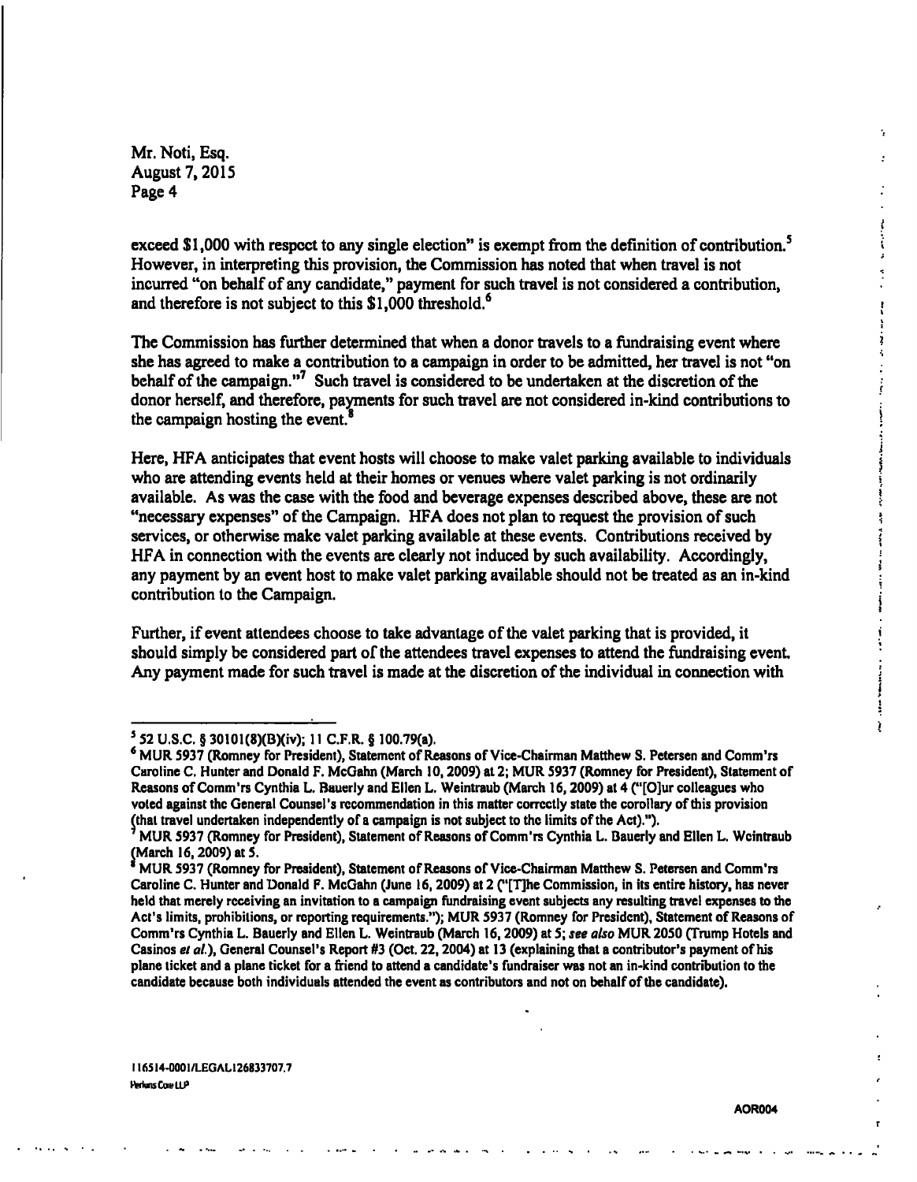Mr. Noti, Esq.
August 7, 2015
Page 4

exceed $1,000 with respect to any single election" is exempt from the definition of contribution.[5] However, in interpreting this provision, the Commission has noted that when travel is not incurred "on behalf of any candidate," payment for such travel is not considered a contribution, and therefore is not subject to this $1,000 threshold.[6]

The Commission has further determined that when a donor travels to a fundraising event where she has agreed to make a contribution to a campaign in order to be admitted, her travel is not "on behalf of the campaign."[7] Such travel is considered to be undertaken at the discretion of the donor herself, and therefore, payments for such travel are not considered in-kind contributions to the campaign hosting the event.[8]

Here, HFA anticipates that event hosts will choose to make valet parking available to individuals who are attending events held at their homes or venues where valet parking is not ordinarily available. As was the case with the food and beverage expenses described above, these are not "necessary expenses" of the Campaign. HFA does not plan to request the provision of such services, or otherwise make valet parking available at these events. Contributions received by HFA in connection with the events are clearly not induced by such availability. Accordingly, any payment by an event host to make valet parking available should not be treated as an in-kind contribution to the Campaign.

Further, if event attendees choose to take advantage of the valet parking that is provided, it should simply be considered part of the attendees travel expenses to attend the fundraising event. Any payment made for such travel is made at the discretion of the individual in connection with

---

[5] 52 U.S.C. § 30101(8)(B)(iv); 11 C.F.R. § 100.79(a).

[6] MUR 5937 (Romney for President), Statement of Reasons of Vice-Chairman Matthew S. Petersen and Comm'rs Caroline C. Hunter and Donald F. McGahn (March 10, 2009) at 2; MUR 5937 (Romney for President), Statement of Reasons of Comm'rs Cynthia L. Bauerly and Ellen L. Weintraub (March 16, 2009) at 4 ("[O]ur colleagues who voted against the General Counsel's recommendation in this matter correctly state the corollary of this provision (that travel undertaken independently of a campaign is not subject to the limits of the Act).").

[7] MUR 5937 (Romney for President), Statement of Reasons of Comm'rs Cynthia L. Bauerly and Ellen L. Weintraub (March 16, 2009) at 5.

[8] MUR 5937 (Romney for President), Statement of Reasons of Vice-Chairman Matthew S. Petersen and Comm'rs Caroline C. Hunter and Donald F. McGahn (June 16, 2009) at 2 ("[T]he Commission, in its entire history, has never held that merely receiving an invitation to a campaign fundraising event subjects any resulting travel expenses to the Act's limits, prohibitions, or reporting requirements."); MUR 5937 (Romney for President), Statement of Reasons of Comm'rs Cynthia L. Bauerly and Ellen L. Weintraub (March 16, 2009) at 5; *see also* MUR 2050 (Trump Hotels and Casinos *et al.*), General Counsel's Report #3 (Oct. 22, 2004) at 13 (explaining that a contributor's payment of his plane ticket and a plane ticket for a friend to attend a candidate's fundraiser was not an in-kind contribution to the candidate because both individuals attended the event as contributors and not on behalf of the candidate).

116514-0001/LEGAL126833707.7
Perkins Coie LLP

AOR004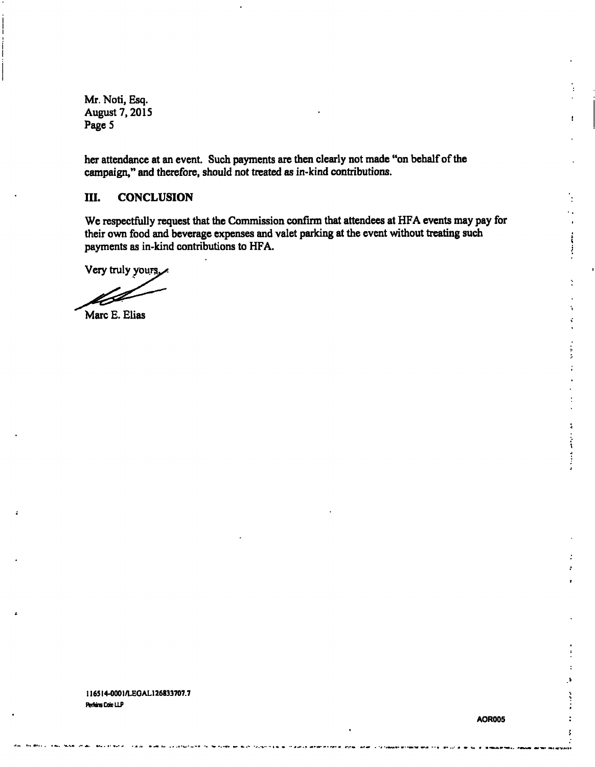her attendance at an event. Such payments are then clearly not made "on behalf of the campaign," and therefore, should not treated as in-kind contributions.

## III. CONCLUSION

We respectfully request that the Commission confirm that attendees at HFA events may pay for their own food and beverage expenses and valet parking at the event without treating such payments as in-kind contributions to HFA.

Very truly yours,

Marc E. Elias

116514-0001/LEGAL126833707.7
Perkins Coie LLP